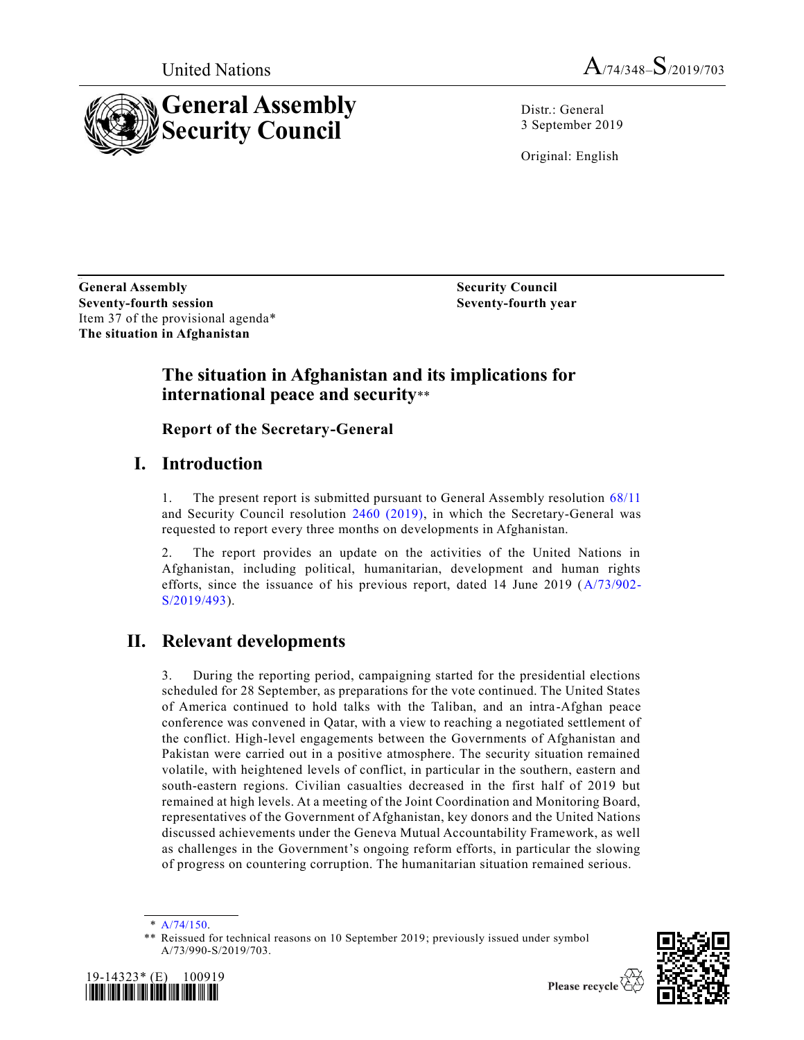United Nations

A/74/348–S/2019/703

# General Assembly Security Council

Distr.: General
3 September 2019

Original: English

**General Assembly**
**Seventy-fourth session**
Item 37 of the provisional agenda*
**The situation in Afghanistan**

**Security Council**
**Seventy-fourth year**

# The situation in Afghanistan and its implications for international peace and security**

## Report of the Secretary-General

## I. Introduction

1. The present report is submitted pursuant to General Assembly resolution 68/11 and Security Council resolution 2460 (2019), in which the Secretary-General was requested to report every three months on developments in Afghanistan.

2. The report provides an update on the activities of the United Nations in Afghanistan, including political, humanitarian, development and human rights efforts, since the issuance of his previous report, dated 14 June 2019 (A/73/902-S/2019/493).

## II. Relevant developments

3. During the reporting period, campaigning started for the presidential elections scheduled for 28 September, as preparations for the vote continued. The United States of America continued to hold talks with the Taliban, and an intra-Afghan peace conference was convened in Qatar, with a view to reaching a negotiated settlement of the conflict. High-level engagements between the Governments of Afghanistan and Pakistan were carried out in a positive atmosphere. The security situation remained volatile, with heightened levels of conflict, in particular in the southern, eastern and south-eastern regions. Civilian casualties decreased in the first half of 2019 but remained at high levels. At a meeting of the Joint Coordination and Monitoring Board, representatives of the Government of Afghanistan, key donors and the United Nations discussed achievements under the Geneva Mutual Accountability Framework, as well as challenges in the Government's ongoing reform efforts, in particular the slowing of progress on countering corruption. The humanitarian situation remained serious.

\* A/74/150.

\*\* Reissued for technical reasons on 10 September 2019; previously issued under symbol A/73/990-S/2019/703.

19-14323* (E) 100919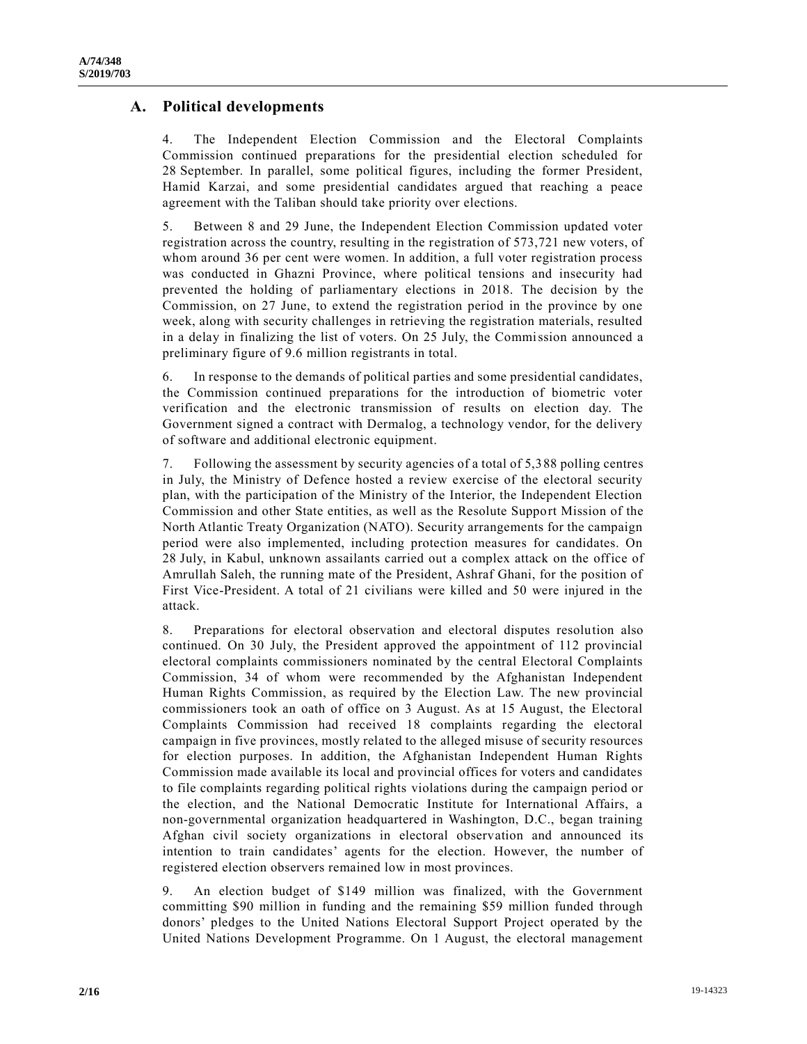## A. Political developments

4. The Independent Election Commission and the Electoral Complaints Commission continued preparations for the presidential election scheduled for 28 September. In parallel, some political figures, including the former President, Hamid Karzai, and some presidential candidates argued that reaching a peace agreement with the Taliban should take priority over elections.

5. Between 8 and 29 June, the Independent Election Commission updated voter registration across the country, resulting in the registration of 573,721 new voters, of whom around 36 per cent were women. In addition, a full voter registration process was conducted in Ghazni Province, where political tensions and insecurity had prevented the holding of parliamentary elections in 2018. The decision by the Commission, on 27 June, to extend the registration period in the province by one week, along with security challenges in retrieving the registration materials, resulted in a delay in finalizing the list of voters. On 25 July, the Commission announced a preliminary figure of 9.6 million registrants in total.

6. In response to the demands of political parties and some presidential candidates, the Commission continued preparations for the introduction of biometric voter verification and the electronic transmission of results on election day. The Government signed a contract with Dermalog, a technology vendor, for the delivery of software and additional electronic equipment.

7. Following the assessment by security agencies of a total of 5,388 polling centres in July, the Ministry of Defence hosted a review exercise of the electoral security plan, with the participation of the Ministry of the Interior, the Independent Election Commission and other State entities, as well as the Resolute Support Mission of the North Atlantic Treaty Organization (NATO). Security arrangements for the campaign period were also implemented, including protection measures for candidates. On 28 July, in Kabul, unknown assailants carried out a complex attack on the office of Amrullah Saleh, the running mate of the President, Ashraf Ghani, for the position of First Vice-President. A total of 21 civilians were killed and 50 were injured in the attack.

8. Preparations for electoral observation and electoral disputes resolution also continued. On 30 July, the President approved the appointment of 112 provincial electoral complaints commissioners nominated by the central Electoral Complaints Commission, 34 of whom were recommended by the Afghanistan Independent Human Rights Commission, as required by the Election Law. The new provincial commissioners took an oath of office on 3 August. As at 15 August, the Electoral Complaints Commission had received 18 complaints regarding the electoral campaign in five provinces, mostly related to the alleged misuse of security resources for election purposes. In addition, the Afghanistan Independent Human Rights Commission made available its local and provincial offices for voters and candidates to file complaints regarding political rights violations during the campaign period or the election, and the National Democratic Institute for International Affairs, a non-governmental organization headquartered in Washington, D.C., began training Afghan civil society organizations in electoral observation and announced its intention to train candidates' agents for the election. However, the number of registered election observers remained low in most provinces.

9. An election budget of $149 million was finalized, with the Government committing $90 million in funding and the remaining $59 million funded through donors' pledges to the United Nations Electoral Support Project operated by the United Nations Development Programme. On 1 August, the electoral management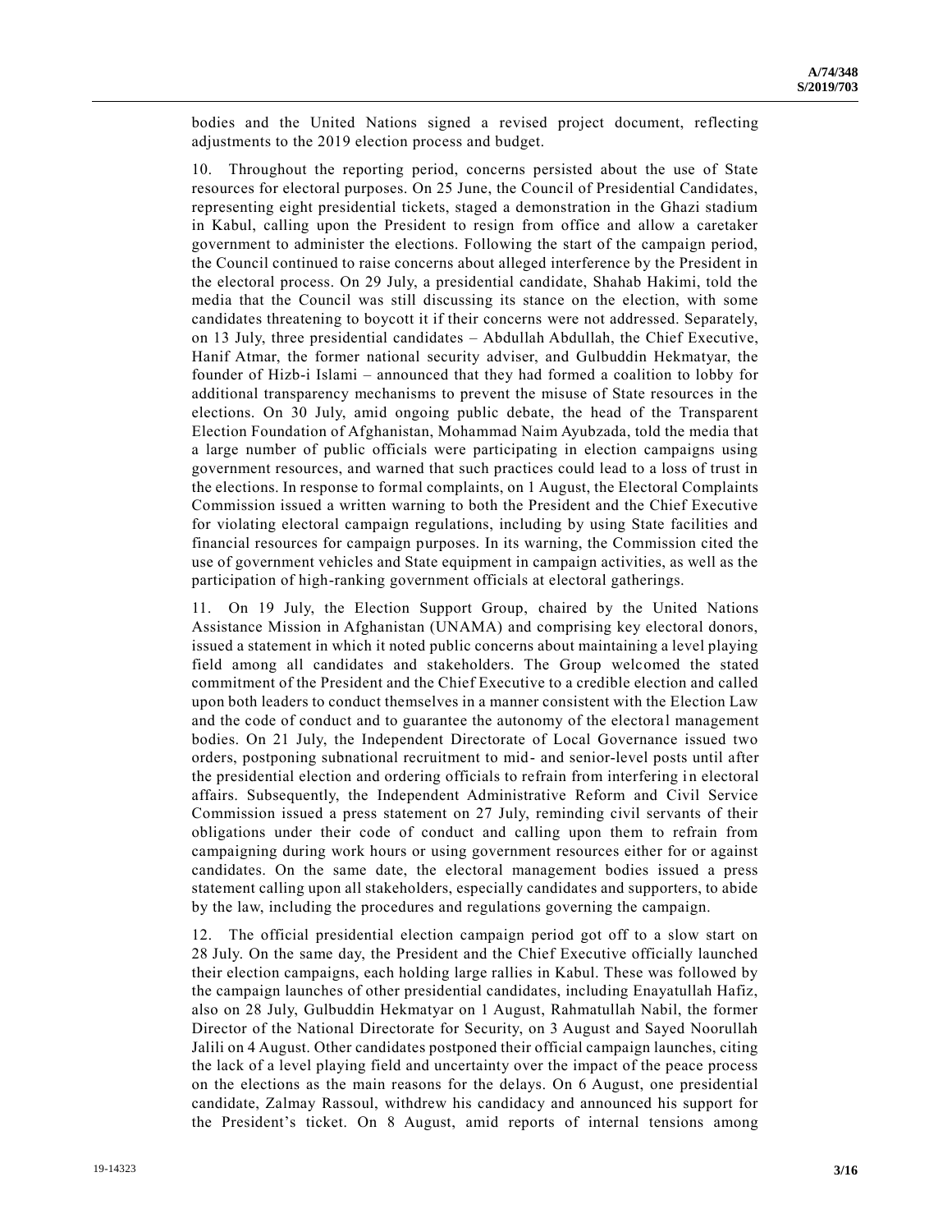bodies and the United Nations signed a revised project document, reflecting adjustments to the 2019 election process and budget.

10. Throughout the reporting period, concerns persisted about the use of State resources for electoral purposes. On 25 June, the Council of Presidential Candidates, representing eight presidential tickets, staged a demonstration in the Ghazi stadium in Kabul, calling upon the President to resign from office and allow a caretaker government to administer the elections. Following the start of the campaign period, the Council continued to raise concerns about alleged interference by the President in the electoral process. On 29 July, a presidential candidate, Shahab Hakimi, told the media that the Council was still discussing its stance on the election, with some candidates threatening to boycott it if their concerns were not addressed. Separately, on 13 July, three presidential candidates – Abdullah Abdullah, the Chief Executive, Hanif Atmar, the former national security adviser, and Gulbuddin Hekmatyar, the founder of Hizb-i Islami – announced that they had formed a coalition to lobby for additional transparency mechanisms to prevent the misuse of State resources in the elections. On 30 July, amid ongoing public debate, the head of the Transparent Election Foundation of Afghanistan, Mohammad Naim Ayubzada, told the media that a large number of public officials were participating in election campaigns using government resources, and warned that such practices could lead to a loss of trust in the elections. In response to formal complaints, on 1 August, the Electoral Complaints Commission issued a written warning to both the President and the Chief Executive for violating electoral campaign regulations, including by using State facilities and financial resources for campaign purposes. In its warning, the Commission cited the use of government vehicles and State equipment in campaign activities, as well as the participation of high-ranking government officials at electoral gatherings.

11. On 19 July, the Election Support Group, chaired by the United Nations Assistance Mission in Afghanistan (UNAMA) and comprising key electoral donors, issued a statement in which it noted public concerns about maintaining a level playing field among all candidates and stakeholders. The Group welcomed the stated commitment of the President and the Chief Executive to a credible election and called upon both leaders to conduct themselves in a manner consistent with the Election Law and the code of conduct and to guarantee the autonomy of the electoral management bodies. On 21 July, the Independent Directorate of Local Governance issued two orders, postponing subnational recruitment to mid- and senior-level posts until after the presidential election and ordering officials to refrain from interfering in electoral affairs. Subsequently, the Independent Administrative Reform and Civil Service Commission issued a press statement on 27 July, reminding civil servants of their obligations under their code of conduct and calling upon them to refrain from campaigning during work hours or using government resources either for or against candidates. On the same date, the electoral management bodies issued a press statement calling upon all stakeholders, especially candidates and supporters, to abide by the law, including the procedures and regulations governing the campaign.

12. The official presidential election campaign period got off to a slow start on 28 July. On the same day, the President and the Chief Executive officially launched their election campaigns, each holding large rallies in Kabul. These was followed by the campaign launches of other presidential candidates, including Enayatullah Hafiz, also on 28 July, Gulbuddin Hekmatyar on 1 August, Rahmatullah Nabil, the former Director of the National Directorate for Security, on 3 August and Sayed Noorullah Jalili on 4 August. Other candidates postponed their official campaign launches, citing the lack of a level playing field and uncertainty over the impact of the peace process on the elections as the main reasons for the delays. On 6 August, one presidential candidate, Zalmay Rassoul, withdrew his candidacy and announced his support for the President's ticket. On 8 August, amid reports of internal tensions among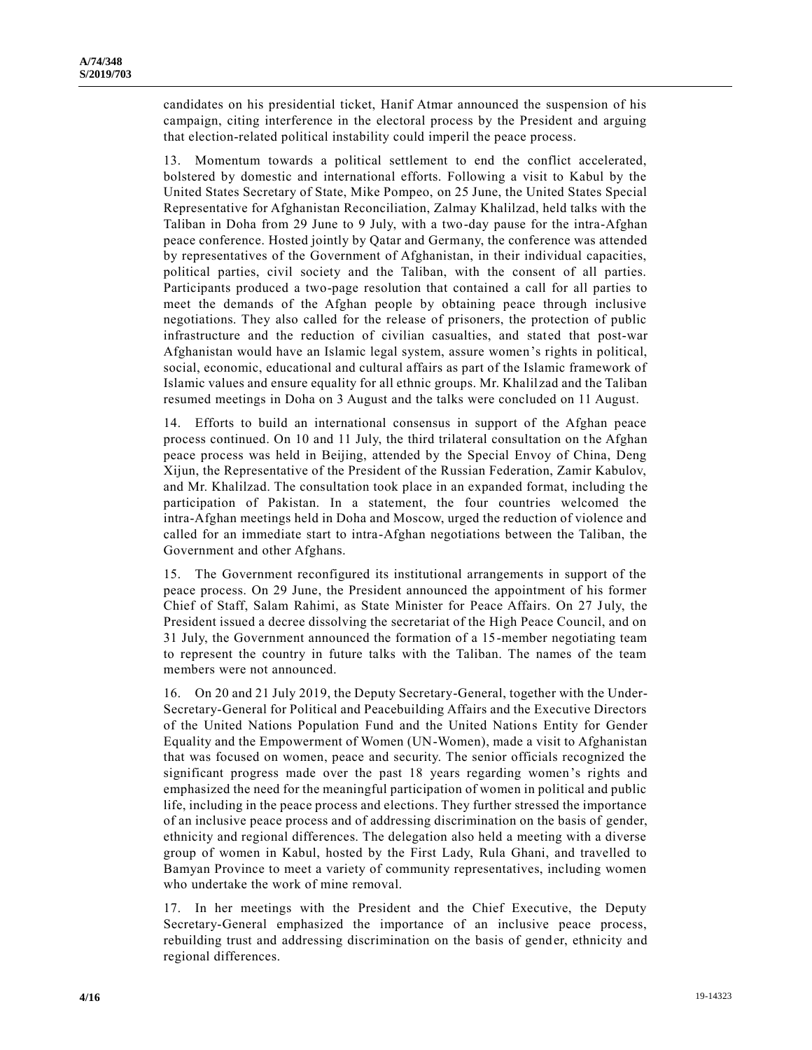candidates on his presidential ticket, Hanif Atmar announced the suspension of his campaign, citing interference in the electoral process by the President and arguing that election-related political instability could imperil the peace process.

13. Momentum towards a political settlement to end the conflict accelerated, bolstered by domestic and international efforts. Following a visit to Kabul by the United States Secretary of State, Mike Pompeo, on 25 June, the United States Special Representative for Afghanistan Reconciliation, Zalmay Khalilzad, held talks with the Taliban in Doha from 29 June to 9 July, with a two-day pause for the intra-Afghan peace conference. Hosted jointly by Qatar and Germany, the conference was attended by representatives of the Government of Afghanistan, in their individual capacities, political parties, civil society and the Taliban, with the consent of all parties. Participants produced a two-page resolution that contained a call for all parties to meet the demands of the Afghan people by obtaining peace through inclusive negotiations. They also called for the release of prisoners, the protection of public infrastructure and the reduction of civilian casualties, and stated that post-war Afghanistan would have an Islamic legal system, assure women's rights in political, social, economic, educational and cultural affairs as part of the Islamic framework of Islamic values and ensure equality for all ethnic groups. Mr. Khalilzad and the Taliban resumed meetings in Doha on 3 August and the talks were concluded on 11 August.

14. Efforts to build an international consensus in support of the Afghan peace process continued. On 10 and 11 July, the third trilateral consultation on the Afghan peace process was held in Beijing, attended by the Special Envoy of China, Deng Xijun, the Representative of the President of the Russian Federation, Zamir Kabulov, and Mr. Khalilzad. The consultation took place in an expanded format, including the participation of Pakistan. In a statement, the four countries welcomed the intra-Afghan meetings held in Doha and Moscow, urged the reduction of violence and called for an immediate start to intra-Afghan negotiations between the Taliban, the Government and other Afghans.

15. The Government reconfigured its institutional arrangements in support of the peace process. On 29 June, the President announced the appointment of his former Chief of Staff, Salam Rahimi, as State Minister for Peace Affairs. On 27 July, the President issued a decree dissolving the secretariat of the High Peace Council, and on 31 July, the Government announced the formation of a 15-member negotiating team to represent the country in future talks with the Taliban. The names of the team members were not announced.

16. On 20 and 21 July 2019, the Deputy Secretary-General, together with the Under-Secretary-General for Political and Peacebuilding Affairs and the Executive Directors of the United Nations Population Fund and the United Nations Entity for Gender Equality and the Empowerment of Women (UN-Women), made a visit to Afghanistan that was focused on women, peace and security. The senior officials recognized the significant progress made over the past 18 years regarding women's rights and emphasized the need for the meaningful participation of women in political and public life, including in the peace process and elections. They further stressed the importance of an inclusive peace process and of addressing discrimination on the basis of gender, ethnicity and regional differences. The delegation also held a meeting with a diverse group of women in Kabul, hosted by the First Lady, Rula Ghani, and travelled to Bamyan Province to meet a variety of community representatives, including women who undertake the work of mine removal.

17. In her meetings with the President and the Chief Executive, the Deputy Secretary-General emphasized the importance of an inclusive peace process, rebuilding trust and addressing discrimination on the basis of gender, ethnicity and regional differences.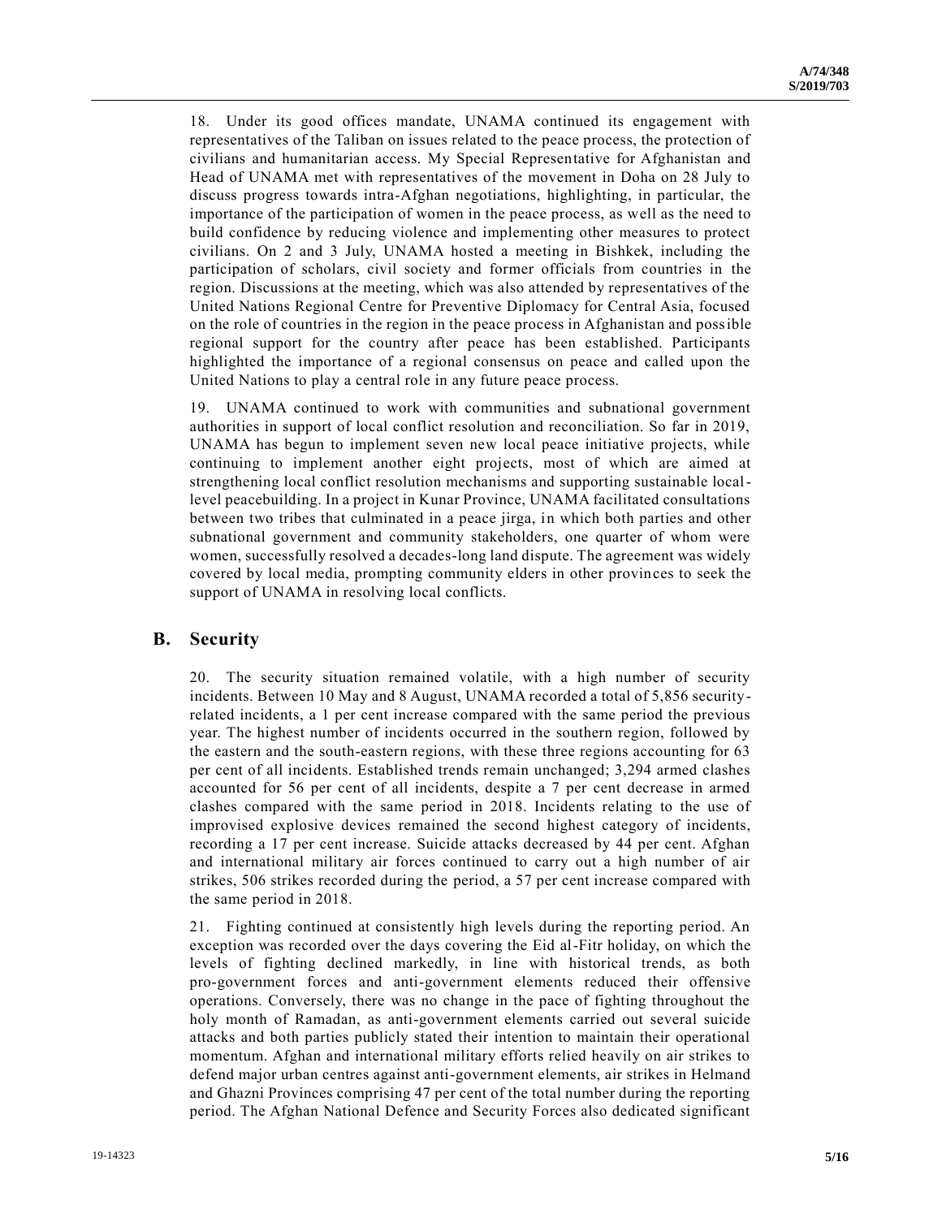18. Under its good offices mandate, UNAMA continued its engagement with representatives of the Taliban on issues related to the peace process, the protection of civilians and humanitarian access. My Special Representative for Afghanistan and Head of UNAMA met with representatives of the movement in Doha on 28 July to discuss progress towards intra-Afghan negotiations, highlighting, in particular, the importance of the participation of women in the peace process, as well as the need to build confidence by reducing violence and implementing other measures to protect civilians. On 2 and 3 July, UNAMA hosted a meeting in Bishkek, including the participation of scholars, civil society and former officials from countries in the region. Discussions at the meeting, which was also attended by representatives of the United Nations Regional Centre for Preventive Diplomacy for Central Asia, focused on the role of countries in the region in the peace process in Afghanistan and possible regional support for the country after peace has been established. Participants highlighted the importance of a regional consensus on peace and called upon the United Nations to play a central role in any future peace process.

19. UNAMA continued to work with communities and subnational government authorities in support of local conflict resolution and reconciliation. So far in 2019, UNAMA has begun to implement seven new local peace initiative projects, while continuing to implement another eight projects, most of which are aimed at strengthening local conflict resolution mechanisms and supporting sustainable local-level peacebuilding. In a project in Kunar Province, UNAMA facilitated consultations between two tribes that culminated in a peace jirga, in which both parties and other subnational government and community stakeholders, one quarter of whom were women, successfully resolved a decades-long land dispute. The agreement was widely covered by local media, prompting community elders in other provinces to seek the support of UNAMA in resolving local conflicts.

## B. Security

20. The security situation remained volatile, with a high number of security incidents. Between 10 May and 8 August, UNAMA recorded a total of 5,856 security-related incidents, a 1 per cent increase compared with the same period the previous year. The highest number of incidents occurred in the southern region, followed by the eastern and the south-eastern regions, with these three regions accounting for 63 per cent of all incidents. Established trends remain unchanged; 3,294 armed clashes accounted for 56 per cent of all incidents, despite a 7 per cent decrease in armed clashes compared with the same period in 2018. Incidents relating to the use of improvised explosive devices remained the second highest category of incidents, recording a 17 per cent increase. Suicide attacks decreased by 44 per cent. Afghan and international military air forces continued to carry out a high number of air strikes, 506 strikes recorded during the period, a 57 per cent increase compared with the same period in 2018.

21. Fighting continued at consistently high levels during the reporting period. An exception was recorded over the days covering the Eid al-Fitr holiday, on which the levels of fighting declined markedly, in line with historical trends, as both pro-government forces and anti-government elements reduced their offensive operations. Conversely, there was no change in the pace of fighting throughout the holy month of Ramadan, as anti-government elements carried out several suicide attacks and both parties publicly stated their intention to maintain their operational momentum. Afghan and international military efforts relied heavily on air strikes to defend major urban centres against anti-government elements, air strikes in Helmand and Ghazni Provinces comprising 47 per cent of the total number during the reporting period. The Afghan National Defence and Security Forces also dedicated significant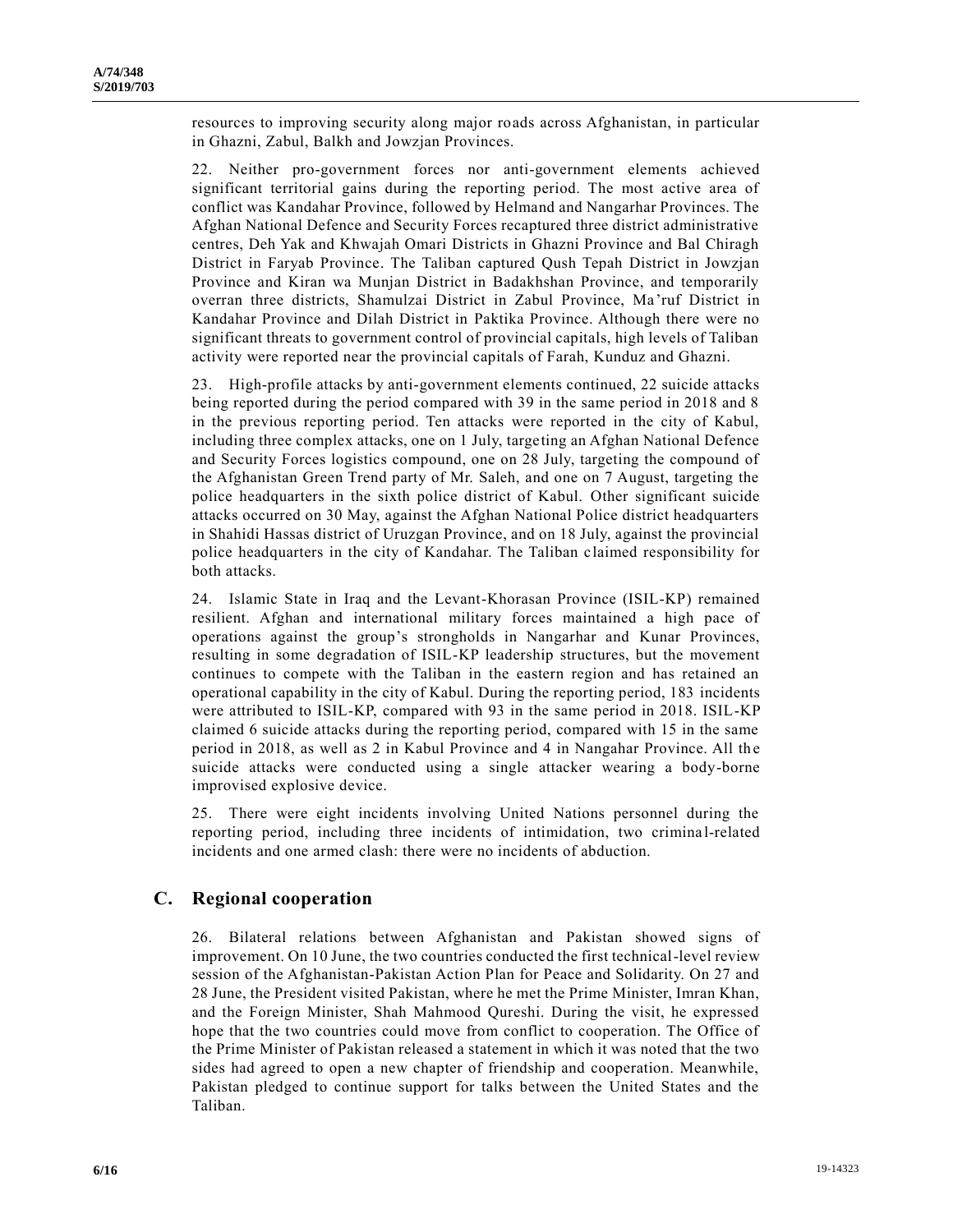resources to improving security along major roads across Afghanistan, in particular in Ghazni, Zabul, Balkh and Jowzjan Provinces.

22. Neither pro-government forces nor anti-government elements achieved significant territorial gains during the reporting period. The most active area of conflict was Kandahar Province, followed by Helmand and Nangarhar Provinces. The Afghan National Defence and Security Forces recaptured three district administrative centres, Deh Yak and Khwajah Omari Districts in Ghazni Province and Bal Chiragh District in Faryab Province. The Taliban captured Qush Tepah District in Jowzjan Province and Kiran wa Munjan District in Badakhshan Province, and temporarily overran three districts, Shamulzai District in Zabul Province, Ma'ruf District in Kandahar Province and Dilah District in Paktika Province. Although there were no significant threats to government control of provincial capitals, high levels of Taliban activity were reported near the provincial capitals of Farah, Kunduz and Ghazni.

23. High-profile attacks by anti-government elements continued, 22 suicide attacks being reported during the period compared with 39 in the same period in 2018 and 8 in the previous reporting period. Ten attacks were reported in the city of Kabul, including three complex attacks, one on 1 July, targeting an Afghan National Defence and Security Forces logistics compound, one on 28 July, targeting the compound of the Afghanistan Green Trend party of Mr. Saleh, and one on 7 August, targeting the police headquarters in the sixth police district of Kabul. Other significant suicide attacks occurred on 30 May, against the Afghan National Police district headquarters in Shahidi Hassas district of Uruzgan Province, and on 18 July, against the provincial police headquarters in the city of Kandahar. The Taliban claimed responsibility for both attacks.

24. Islamic State in Iraq and the Levant-Khorasan Province (ISIL-KP) remained resilient. Afghan and international military forces maintained a high pace of operations against the group's strongholds in Nangarhar and Kunar Provinces, resulting in some degradation of ISIL-KP leadership structures, but the movement continues to compete with the Taliban in the eastern region and has retained an operational capability in the city of Kabul. During the reporting period, 183 incidents were attributed to ISIL-KP, compared with 93 in the same period in 2018. ISIL-KP claimed 6 suicide attacks during the reporting period, compared with 15 in the same period in 2018, as well as 2 in Kabul Province and 4 in Nangahar Province. All the suicide attacks were conducted using a single attacker wearing a body-borne improvised explosive device.

25. There were eight incidents involving United Nations personnel during the reporting period, including three incidents of intimidation, two criminal-related incidents and one armed clash: there were no incidents of abduction.

## C. Regional cooperation

26. Bilateral relations between Afghanistan and Pakistan showed signs of improvement. On 10 June, the two countries conducted the first technical-level review session of the Afghanistan-Pakistan Action Plan for Peace and Solidarity. On 27 and 28 June, the President visited Pakistan, where he met the Prime Minister, Imran Khan, and the Foreign Minister, Shah Mahmood Qureshi. During the visit, he expressed hope that the two countries could move from conflict to cooperation. The Office of the Prime Minister of Pakistan released a statement in which it was noted that the two sides had agreed to open a new chapter of friendship and cooperation. Meanwhile, Pakistan pledged to continue support for talks between the United States and the Taliban.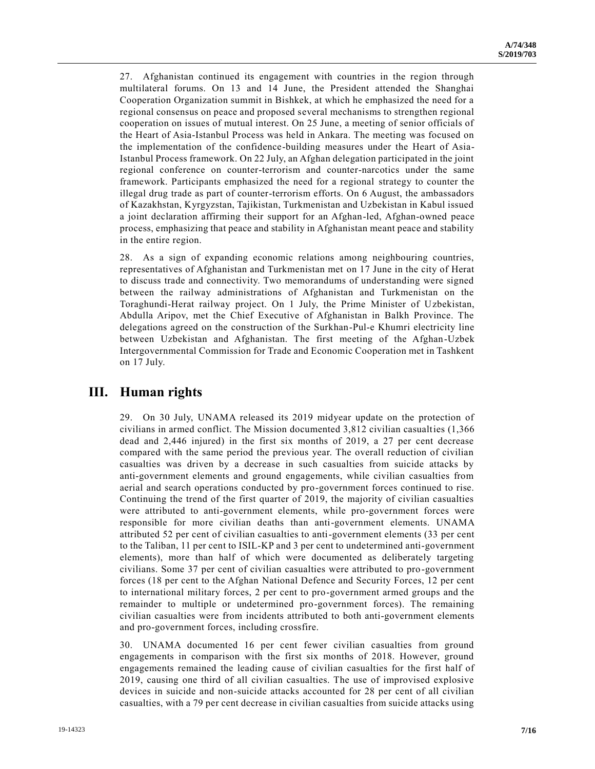27. Afghanistan continued its engagement with countries in the region through multilateral forums. On 13 and 14 June, the President attended the Shanghai Cooperation Organization summit in Bishkek, at which he emphasized the need for a regional consensus on peace and proposed several mechanisms to strengthen regional cooperation on issues of mutual interest. On 25 June, a meeting of senior officials of the Heart of Asia-Istanbul Process was held in Ankara. The meeting was focused on the implementation of the confidence-building measures under the Heart of Asia-Istanbul Process framework. On 22 July, an Afghan delegation participated in the joint regional conference on counter-terrorism and counter-narcotics under the same framework. Participants emphasized the need for a regional strategy to counter the illegal drug trade as part of counter-terrorism efforts. On 6 August, the ambassadors of Kazakhstan, Kyrgyzstan, Tajikistan, Turkmenistan and Uzbekistan in Kabul issued a joint declaration affirming their support for an Afghan-led, Afghan-owned peace process, emphasizing that peace and stability in Afghanistan meant peace and stability in the entire region.

28. As a sign of expanding economic relations among neighbouring countries, representatives of Afghanistan and Turkmenistan met on 17 June in the city of Herat to discuss trade and connectivity. Two memorandums of understanding were signed between the railway administrations of Afghanistan and Turkmenistan on the Toraghundi-Herat railway project. On 1 July, the Prime Minister of Uzbekistan, Abdulla Aripov, met the Chief Executive of Afghanistan in Balkh Province. The delegations agreed on the construction of the Surkhan-Pul-e Khumri electricity line between Uzbekistan and Afghanistan. The first meeting of the Afghan-Uzbek Intergovernmental Commission for Trade and Economic Cooperation met in Tashkent on 17 July.

# III. Human rights

29. On 30 July, UNAMA released its 2019 midyear update on the protection of civilians in armed conflict. The Mission documented 3,812 civilian casualties (1,366 dead and 2,446 injured) in the first six months of 2019, a 27 per cent decrease compared with the same period the previous year. The overall reduction of civilian casualties was driven by a decrease in such casualties from suicide attacks by anti-government elements and ground engagements, while civilian casualties from aerial and search operations conducted by pro-government forces continued to rise. Continuing the trend of the first quarter of 2019, the majority of civilian casualties were attributed to anti-government elements, while pro-government forces were responsible for more civilian deaths than anti-government elements. UNAMA attributed 52 per cent of civilian casualties to anti-government elements (33 per cent to the Taliban, 11 per cent to ISIL-KP and 3 per cent to undetermined anti-government elements), more than half of which were documented as deliberately targeting civilians. Some 37 per cent of civilian casualties were attributed to pro-government forces (18 per cent to the Afghan National Defence and Security Forces, 12 per cent to international military forces, 2 per cent to pro-government armed groups and the remainder to multiple or undetermined pro-government forces). The remaining civilian casualties were from incidents attributed to both anti-government elements and pro-government forces, including crossfire.

30. UNAMA documented 16 per cent fewer civilian casualties from ground engagements in comparison with the first six months of 2018. However, ground engagements remained the leading cause of civilian casualties for the first half of 2019, causing one third of all civilian casualties. The use of improvised explosive devices in suicide and non-suicide attacks accounted for 28 per cent of all civilian casualties, with a 79 per cent decrease in civilian casualties from suicide attacks using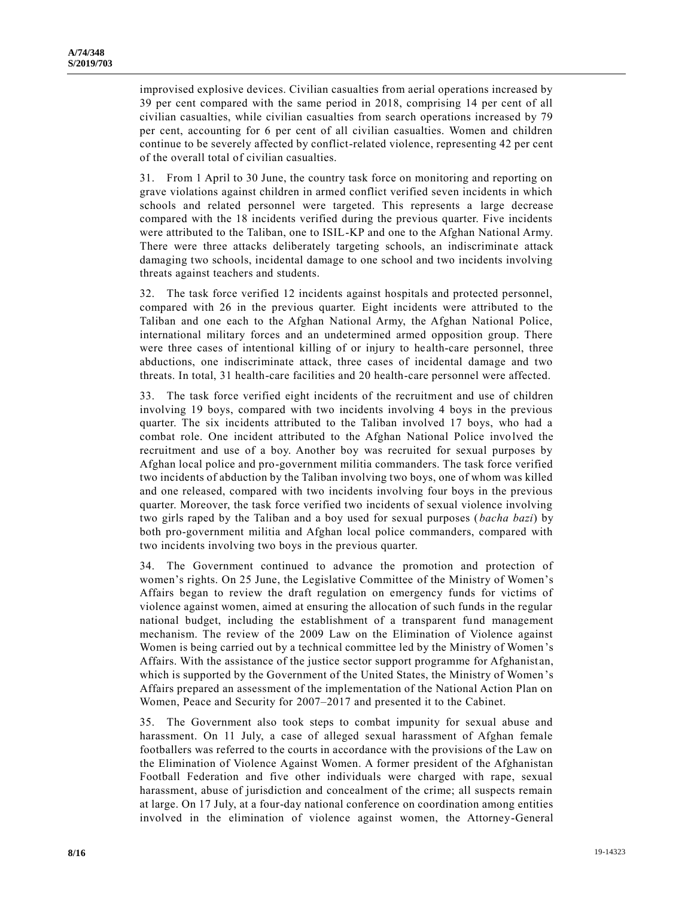improvised explosive devices. Civilian casualties from aerial operations increased by 39 per cent compared with the same period in 2018, comprising 14 per cent of all civilian casualties, while civilian casualties from search operations increased by 79 per cent, accounting for 6 per cent of all civilian casualties. Women and children continue to be severely affected by conflict-related violence, representing 42 per cent of the overall total of civilian casualties.

31. From 1 April to 30 June, the country task force on monitoring and reporting on grave violations against children in armed conflict verified seven incidents in which schools and related personnel were targeted. This represents a large decrease compared with the 18 incidents verified during the previous quarter. Five incidents were attributed to the Taliban, one to ISIL-KP and one to the Afghan National Army. There were three attacks deliberately targeting schools, an indiscriminate attack damaging two schools, incidental damage to one school and two incidents involving threats against teachers and students.

32. The task force verified 12 incidents against hospitals and protected personnel, compared with 26 in the previous quarter. Eight incidents were attributed to the Taliban and one each to the Afghan National Army, the Afghan National Police, international military forces and an undetermined armed opposition group. There were three cases of intentional killing of or injury to health-care personnel, three abductions, one indiscriminate attack, three cases of incidental damage and two threats. In total, 31 health-care facilities and 20 health-care personnel were affected.

33. The task force verified eight incidents of the recruitment and use of children involving 19 boys, compared with two incidents involving 4 boys in the previous quarter. The six incidents attributed to the Taliban involved 17 boys, who had a combat role. One incident attributed to the Afghan National Police involved the recruitment and use of a boy. Another boy was recruited for sexual purposes by Afghan local police and pro-government militia commanders. The task force verified two incidents of abduction by the Taliban involving two boys, one of whom was killed and one released, compared with two incidents involving four boys in the previous quarter. Moreover, the task force verified two incidents of sexual violence involving two girls raped by the Taliban and a boy used for sexual purposes (*bacha bazi*) by both pro-government militia and Afghan local police commanders, compared with two incidents involving two boys in the previous quarter.

34. The Government continued to advance the promotion and protection of women's rights. On 25 June, the Legislative Committee of the Ministry of Women's Affairs began to review the draft regulation on emergency funds for victims of violence against women, aimed at ensuring the allocation of such funds in the regular national budget, including the establishment of a transparent fund management mechanism. The review of the 2009 Law on the Elimination of Violence against Women is being carried out by a technical committee led by the Ministry of Women's Affairs. With the assistance of the justice sector support programme for Afghanistan, which is supported by the Government of the United States, the Ministry of Women's Affairs prepared an assessment of the implementation of the National Action Plan on Women, Peace and Security for 2007–2017 and presented it to the Cabinet.

35. The Government also took steps to combat impunity for sexual abuse and harassment. On 11 July, a case of alleged sexual harassment of Afghan female footballers was referred to the courts in accordance with the provisions of the Law on the Elimination of Violence Against Women. A former president of the Afghanistan Football Federation and five other individuals were charged with rape, sexual harassment, abuse of jurisdiction and concealment of the crime; all suspects remain at large. On 17 July, at a four-day national conference on coordination among entities involved in the elimination of violence against women, the Attorney-General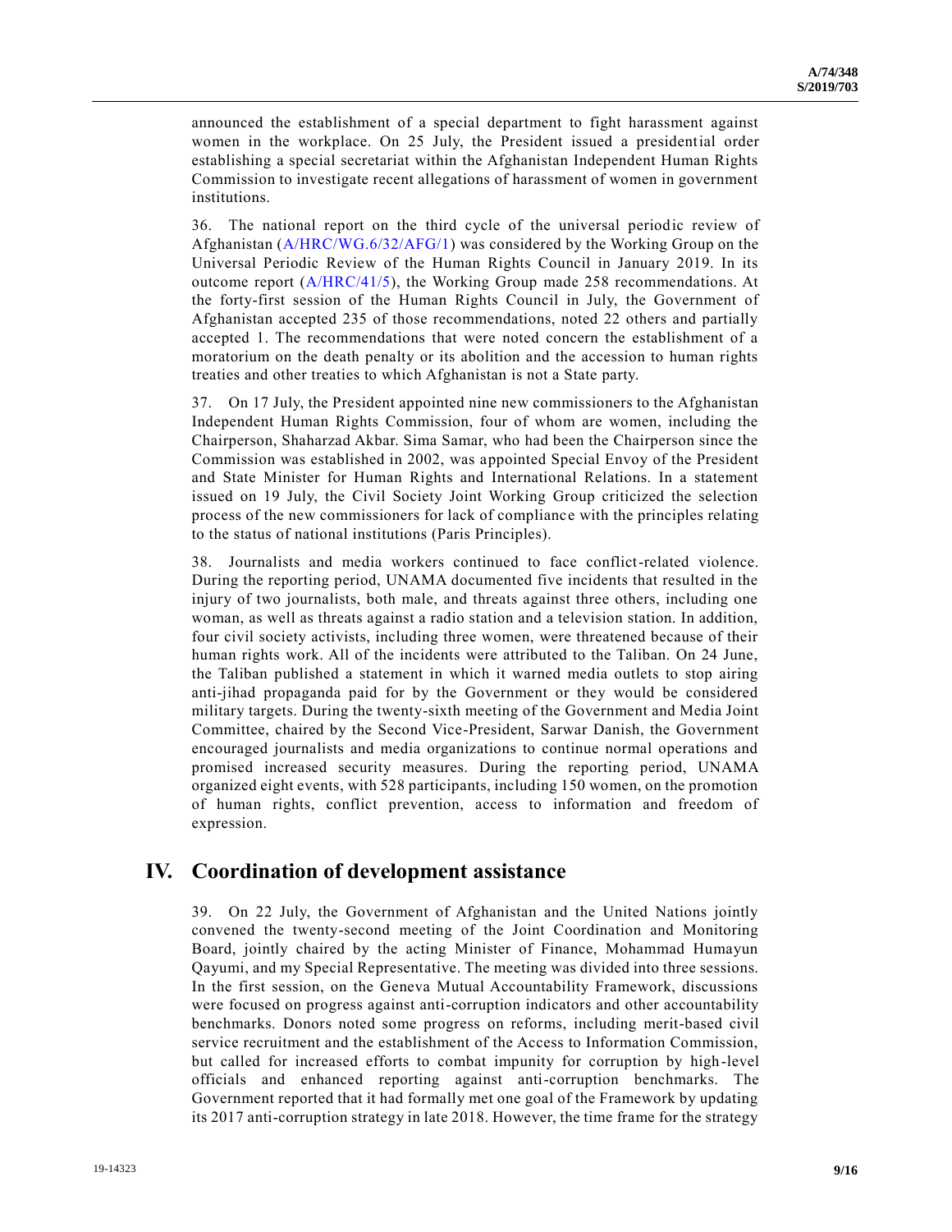announced the establishment of a special department to fight harassment against women in the workplace. On 25 July, the President issued a presidential order establishing a special secretariat within the Afghanistan Independent Human Rights Commission to investigate recent allegations of harassment of women in government institutions.

36. The national report on the third cycle of the universal periodic review of Afghanistan (A/HRC/WG.6/32/AFG/1) was considered by the Working Group on the Universal Periodic Review of the Human Rights Council in January 2019. In its outcome report (A/HRC/41/5), the Working Group made 258 recommendations. At the forty-first session of the Human Rights Council in July, the Government of Afghanistan accepted 235 of those recommendations, noted 22 others and partially accepted 1. The recommendations that were noted concern the establishment of a moratorium on the death penalty or its abolition and the accession to human rights treaties and other treaties to which Afghanistan is not a State party.

37. On 17 July, the President appointed nine new commissioners to the Afghanistan Independent Human Rights Commission, four of whom are women, including the Chairperson, Shaharzad Akbar. Sima Samar, who had been the Chairperson since the Commission was established in 2002, was appointed Special Envoy of the President and State Minister for Human Rights and International Relations. In a statement issued on 19 July, the Civil Society Joint Working Group criticized the selection process of the new commissioners for lack of compliance with the principles relating to the status of national institutions (Paris Principles).

38. Journalists and media workers continued to face conflict-related violence. During the reporting period, UNAMA documented five incidents that resulted in the injury of two journalists, both male, and threats against three others, including one woman, as well as threats against a radio station and a television station. In addition, four civil society activists, including three women, were threatened because of their human rights work. All of the incidents were attributed to the Taliban. On 24 June, the Taliban published a statement in which it warned media outlets to stop airing anti-jihad propaganda paid for by the Government or they would be considered military targets. During the twenty-sixth meeting of the Government and Media Joint Committee, chaired by the Second Vice-President, Sarwar Danish, the Government encouraged journalists and media organizations to continue normal operations and promised increased security measures. During the reporting period, UNAMA organized eight events, with 528 participants, including 150 women, on the promotion of human rights, conflict prevention, access to information and freedom of expression.

## IV. Coordination of development assistance

39. On 22 July, the Government of Afghanistan and the United Nations jointly convened the twenty-second meeting of the Joint Coordination and Monitoring Board, jointly chaired by the acting Minister of Finance, Mohammad Humayun Qayumi, and my Special Representative. The meeting was divided into three sessions. In the first session, on the Geneva Mutual Accountability Framework, discussions were focused on progress against anti-corruption indicators and other accountability benchmarks. Donors noted some progress on reforms, including merit-based civil service recruitment and the establishment of the Access to Information Commission, but called for increased efforts to combat impunity for corruption by high-level officials and enhanced reporting against anti-corruption benchmarks. The Government reported that it had formally met one goal of the Framework by updating its 2017 anti-corruption strategy in late 2018. However, the time frame for the strategy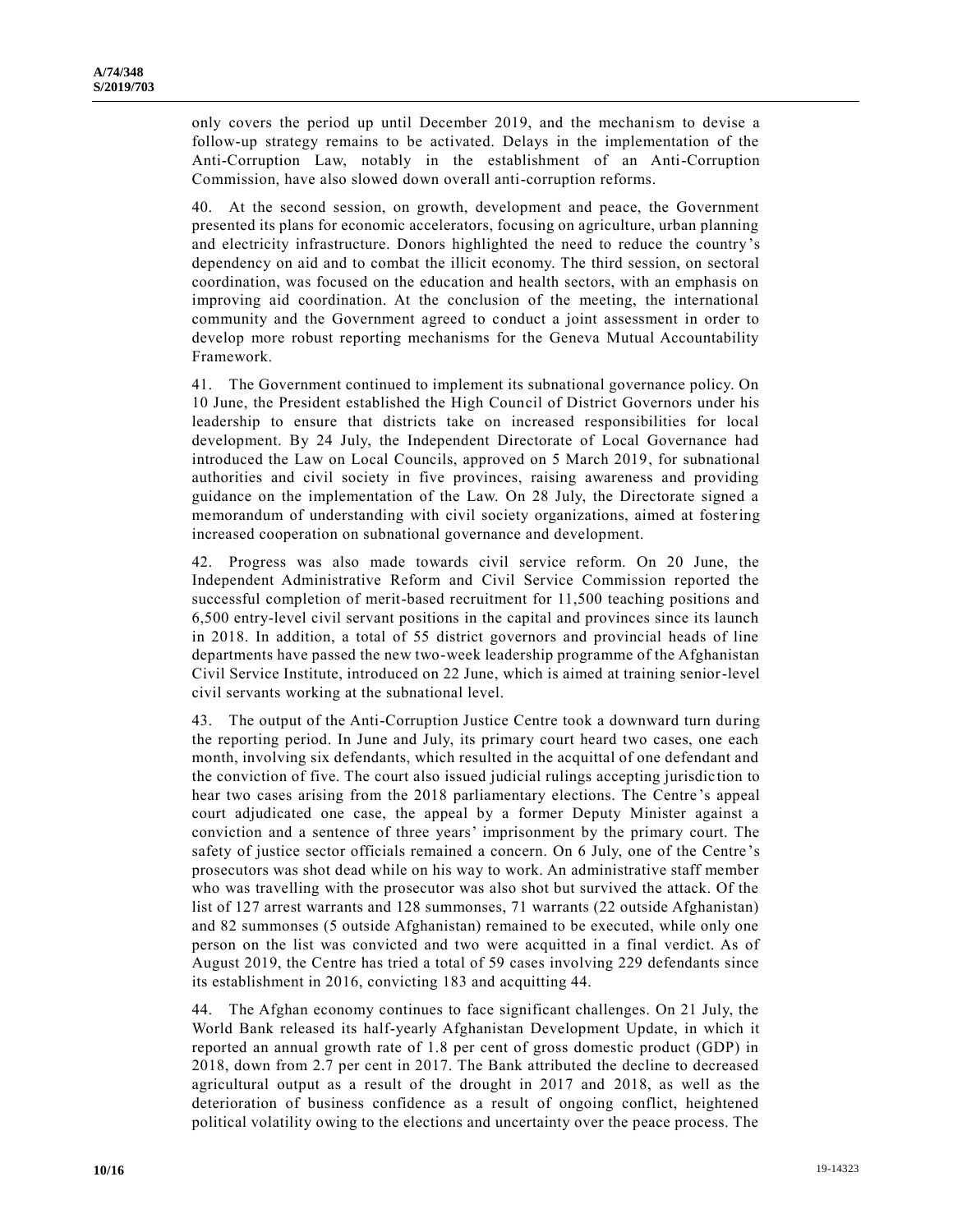only covers the period up until December 2019, and the mechanism to devise a follow-up strategy remains to be activated. Delays in the implementation of the Anti-Corruption Law, notably in the establishment of an Anti-Corruption Commission, have also slowed down overall anti-corruption reforms.

40. At the second session, on growth, development and peace, the Government presented its plans for economic accelerators, focusing on agriculture, urban planning and electricity infrastructure. Donors highlighted the need to reduce the country's dependency on aid and to combat the illicit economy. The third session, on sectoral coordination, was focused on the education and health sectors, with an emphasis on improving aid coordination. At the conclusion of the meeting, the international community and the Government agreed to conduct a joint assessment in order to develop more robust reporting mechanisms for the Geneva Mutual Accountability Framework.

41. The Government continued to implement its subnational governance policy. On 10 June, the President established the High Council of District Governors under his leadership to ensure that districts take on increased responsibilities for local development. By 24 July, the Independent Directorate of Local Governance had introduced the Law on Local Councils, approved on 5 March 2019, for subnational authorities and civil society in five provinces, raising awareness and providing guidance on the implementation of the Law. On 28 July, the Directorate signed a memorandum of understanding with civil society organizations, aimed at fostering increased cooperation on subnational governance and development.

42. Progress was also made towards civil service reform. On 20 June, the Independent Administrative Reform and Civil Service Commission reported the successful completion of merit-based recruitment for 11,500 teaching positions and 6,500 entry-level civil servant positions in the capital and provinces since its launch in 2018. In addition, a total of 55 district governors and provincial heads of line departments have passed the new two-week leadership programme of the Afghanistan Civil Service Institute, introduced on 22 June, which is aimed at training senior-level civil servants working at the subnational level.

43. The output of the Anti-Corruption Justice Centre took a downward turn during the reporting period. In June and July, its primary court heard two cases, one each month, involving six defendants, which resulted in the acquittal of one defendant and the conviction of five. The court also issued judicial rulings accepting jurisdiction to hear two cases arising from the 2018 parliamentary elections. The Centre's appeal court adjudicated one case, the appeal by a former Deputy Minister against a conviction and a sentence of three years' imprisonment by the primary court. The safety of justice sector officials remained a concern. On 6 July, one of the Centre's prosecutors was shot dead while on his way to work. An administrative staff member who was travelling with the prosecutor was also shot but survived the attack. Of the list of 127 arrest warrants and 128 summonses, 71 warrants (22 outside Afghanistan) and 82 summonses (5 outside Afghanistan) remained to be executed, while only one person on the list was convicted and two were acquitted in a final verdict. As of August 2019, the Centre has tried a total of 59 cases involving 229 defendants since its establishment in 2016, convicting 183 and acquitting 44.

44. The Afghan economy continues to face significant challenges. On 21 July, the World Bank released its half-yearly Afghanistan Development Update, in which it reported an annual growth rate of 1.8 per cent of gross domestic product (GDP) in 2018, down from 2.7 per cent in 2017. The Bank attributed the decline to decreased agricultural output as a result of the drought in 2017 and 2018, as well as the deterioration of business confidence as a result of ongoing conflict, heightened political volatility owing to the elections and uncertainty over the peace process. The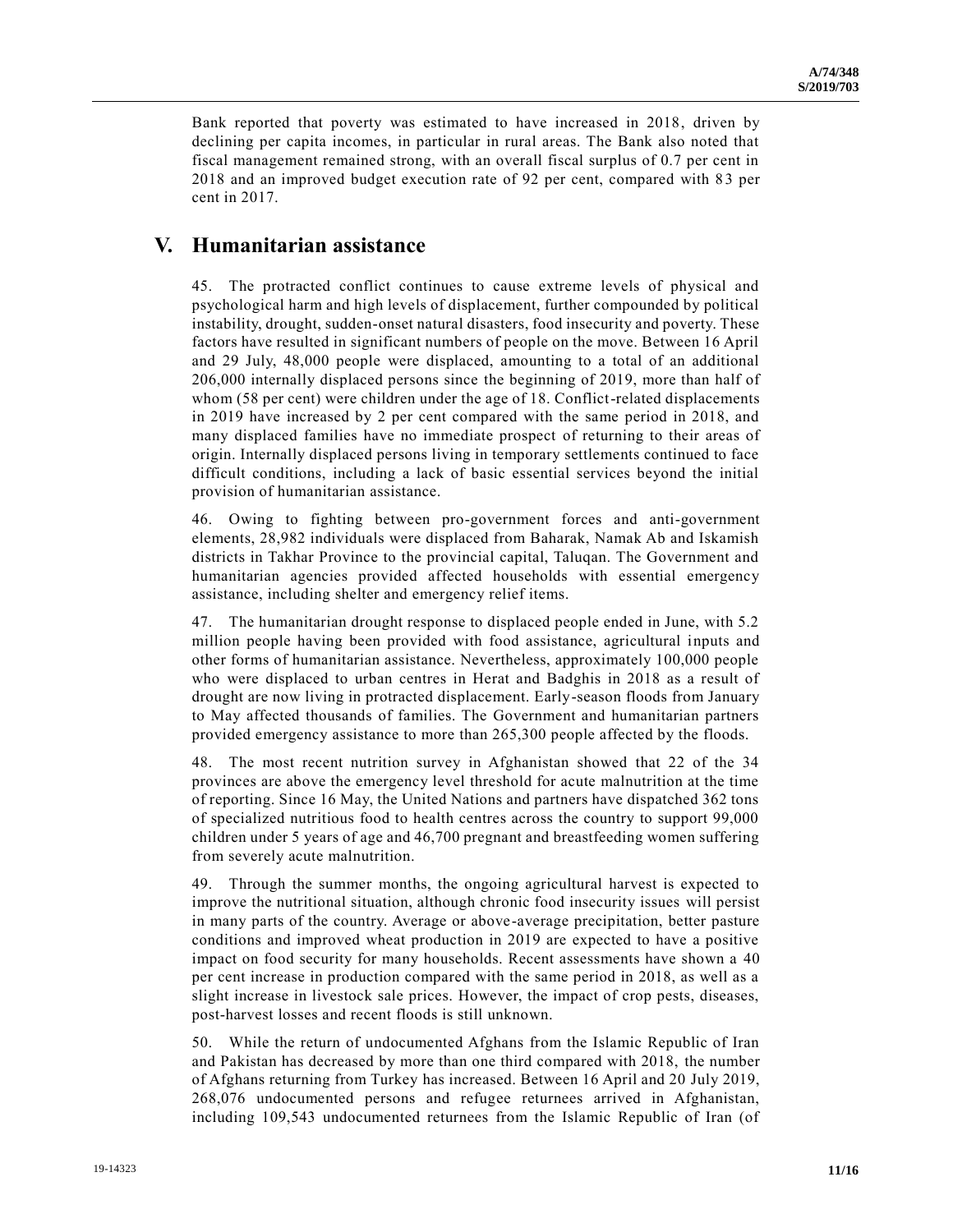Bank reported that poverty was estimated to have increased in 2018, driven by declining per capita incomes, in particular in rural areas. The Bank also noted that fiscal management remained strong, with an overall fiscal surplus of 0.7 per cent in 2018 and an improved budget execution rate of 92 per cent, compared with 83 per cent in 2017.

# V. Humanitarian assistance

45. The protracted conflict continues to cause extreme levels of physical and psychological harm and high levels of displacement, further compounded by political instability, drought, sudden-onset natural disasters, food insecurity and poverty. These factors have resulted in significant numbers of people on the move. Between 16 April and 29 July, 48,000 people were displaced, amounting to a total of an additional 206,000 internally displaced persons since the beginning of 2019, more than half of whom (58 per cent) were children under the age of 18. Conflict-related displacements in 2019 have increased by 2 per cent compared with the same period in 2018, and many displaced families have no immediate prospect of returning to their areas of origin. Internally displaced persons living in temporary settlements continued to face difficult conditions, including a lack of basic essential services beyond the initial provision of humanitarian assistance.

46. Owing to fighting between pro-government forces and anti-government elements, 28,982 individuals were displaced from Baharak, Namak Ab and Iskamish districts in Takhar Province to the provincial capital, Taluqan. The Government and humanitarian agencies provided affected households with essential emergency assistance, including shelter and emergency relief items.

47. The humanitarian drought response to displaced people ended in June, with 5.2 million people having been provided with food assistance, agricultural inputs and other forms of humanitarian assistance. Nevertheless, approximately 100,000 people who were displaced to urban centres in Herat and Badghis in 2018 as a result of drought are now living in protracted displacement. Early-season floods from January to May affected thousands of families. The Government and humanitarian partners provided emergency assistance to more than 265,300 people affected by the floods.

48. The most recent nutrition survey in Afghanistan showed that 22 of the 34 provinces are above the emergency level threshold for acute malnutrition at the time of reporting. Since 16 May, the United Nations and partners have dispatched 362 tons of specialized nutritious food to health centres across the country to support 99,000 children under 5 years of age and 46,700 pregnant and breastfeeding women suffering from severely acute malnutrition.

49. Through the summer months, the ongoing agricultural harvest is expected to improve the nutritional situation, although chronic food insecurity issues will persist in many parts of the country. Average or above-average precipitation, better pasture conditions and improved wheat production in 2019 are expected to have a positive impact on food security for many households. Recent assessments have shown a 40 per cent increase in production compared with the same period in 2018, as well as a slight increase in livestock sale prices. However, the impact of crop pests, diseases, post-harvest losses and recent floods is still unknown.

50. While the return of undocumented Afghans from the Islamic Republic of Iran and Pakistan has decreased by more than one third compared with 2018, the number of Afghans returning from Turkey has increased. Between 16 April and 20 July 2019, 268,076 undocumented persons and refugee returnees arrived in Afghanistan, including 109,543 undocumented returnees from the Islamic Republic of Iran (of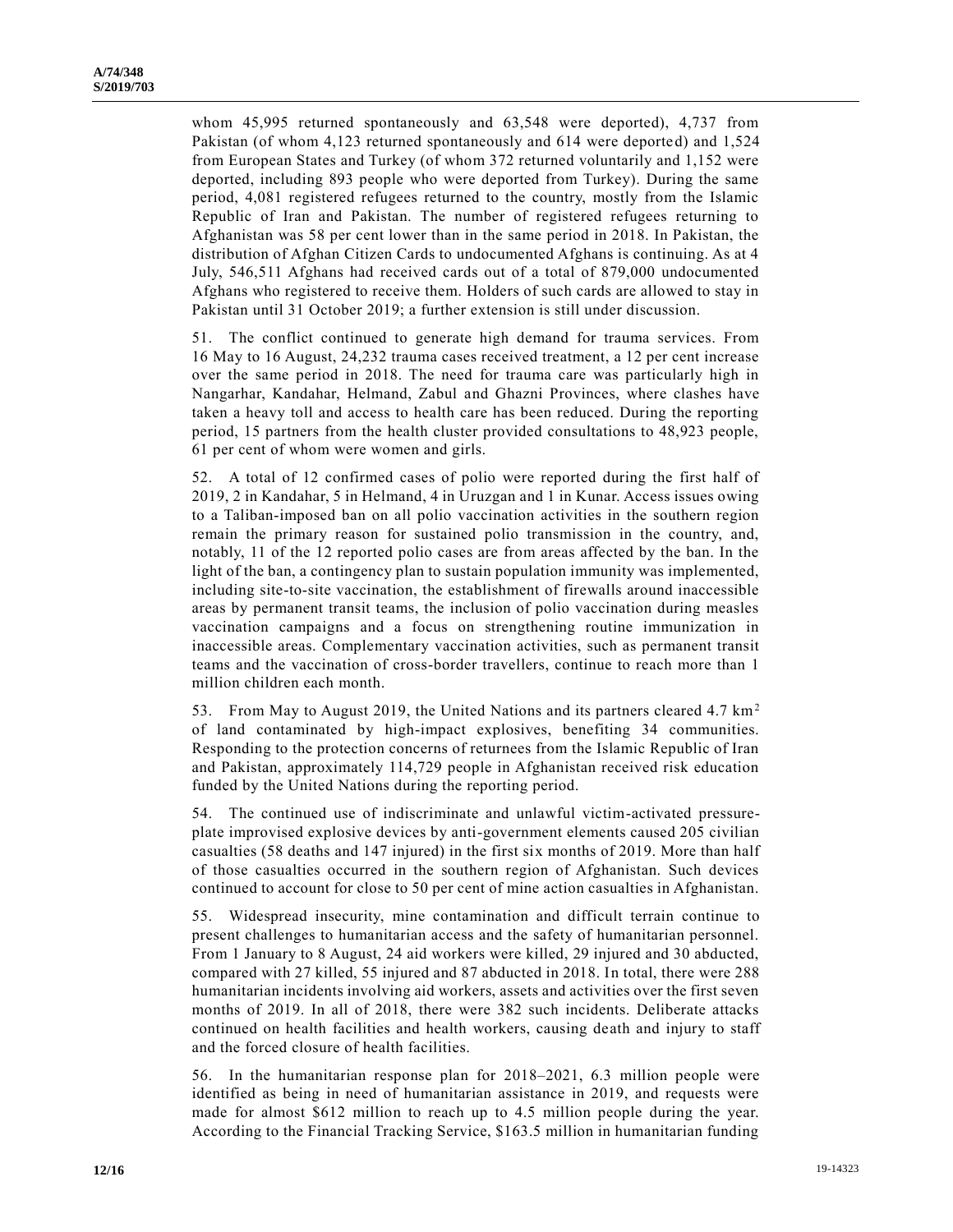whom 45,995 returned spontaneously and 63,548 were deported), 4,737 from Pakistan (of whom 4,123 returned spontaneously and 614 were deported) and 1,524 from European States and Turkey (of whom 372 returned voluntarily and 1,152 were deported, including 893 people who were deported from Turkey). During the same period, 4,081 registered refugees returned to the country, mostly from the Islamic Republic of Iran and Pakistan. The number of registered refugees returning to Afghanistan was 58 per cent lower than in the same period in 2018. In Pakistan, the distribution of Afghan Citizen Cards to undocumented Afghans is continuing. As at 4 July, 546,511 Afghans had received cards out of a total of 879,000 undocumented Afghans who registered to receive them. Holders of such cards are allowed to stay in Pakistan until 31 October 2019; a further extension is still under discussion.

51. The conflict continued to generate high demand for trauma services. From 16 May to 16 August, 24,232 trauma cases received treatment, a 12 per cent increase over the same period in 2018. The need for trauma care was particularly high in Nangarhar, Kandahar, Helmand, Zabul and Ghazni Provinces, where clashes have taken a heavy toll and access to health care has been reduced. During the reporting period, 15 partners from the health cluster provided consultations to 48,923 people, 61 per cent of whom were women and girls.

52. A total of 12 confirmed cases of polio were reported during the first half of 2019, 2 in Kandahar, 5 in Helmand, 4 in Uruzgan and 1 in Kunar. Access issues owing to a Taliban-imposed ban on all polio vaccination activities in the southern region remain the primary reason for sustained polio transmission in the country, and, notably, 11 of the 12 reported polio cases are from areas affected by the ban. In the light of the ban, a contingency plan to sustain population immunity was implemented, including site-to-site vaccination, the establishment of firewalls around inaccessible areas by permanent transit teams, the inclusion of polio vaccination during measles vaccination campaigns and a focus on strengthening routine immunization in inaccessible areas. Complementary vaccination activities, such as permanent transit teams and the vaccination of cross-border travellers, continue to reach more than 1 million children each month.

53. From May to August 2019, the United Nations and its partners cleared 4.7 km$^2$ of land contaminated by high-impact explosives, benefiting 34 communities. Responding to the protection concerns of returnees from the Islamic Republic of Iran and Pakistan, approximately 114,729 people in Afghanistan received risk education funded by the United Nations during the reporting period.

54. The continued use of indiscriminate and unlawful victim-activated pressure-plate improvised explosive devices by anti-government elements caused 205 civilian casualties (58 deaths and 147 injured) in the first six months of 2019. More than half of those casualties occurred in the southern region of Afghanistan. Such devices continued to account for close to 50 per cent of mine action casualties in Afghanistan.

55. Widespread insecurity, mine contamination and difficult terrain continue to present challenges to humanitarian access and the safety of humanitarian personnel. From 1 January to 8 August, 24 aid workers were killed, 29 injured and 30 abducted, compared with 27 killed, 55 injured and 87 abducted in 2018. In total, there were 288 humanitarian incidents involving aid workers, assets and activities over the first seven months of 2019. In all of 2018, there were 382 such incidents. Deliberate attacks continued on health facilities and health workers, causing death and injury to staff and the forced closure of health facilities.

56. In the humanitarian response plan for 2018–2021, 6.3 million people were identified as being in need of humanitarian assistance in 2019, and requests were made for almost $612 million to reach up to 4.5 million people during the year. According to the Financial Tracking Service, $163.5 million in humanitarian funding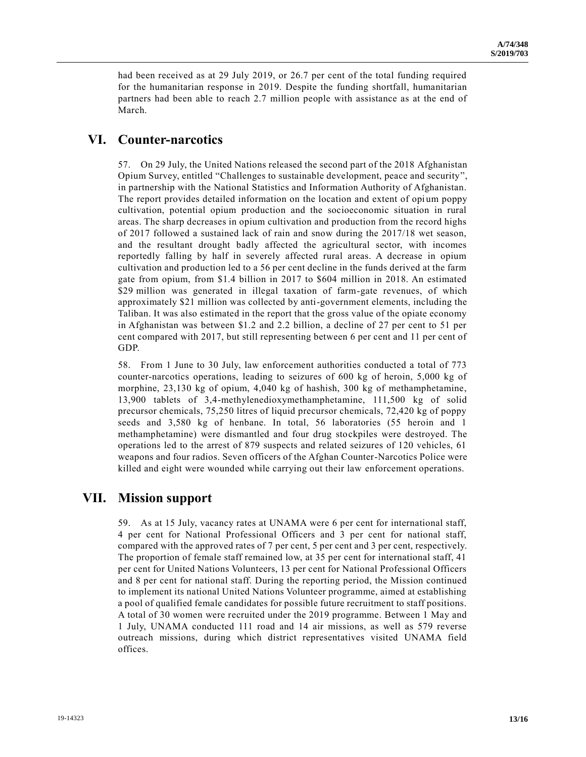had been received as at 29 July 2019, or 26.7 per cent of the total funding required for the humanitarian response in 2019. Despite the funding shortfall, humanitarian partners had been able to reach 2.7 million people with assistance as at the end of March.

## VI. Counter-narcotics

57. On 29 July, the United Nations released the second part of the 2018 Afghanistan Opium Survey, entitled "Challenges to sustainable development, peace and security", in partnership with the National Statistics and Information Authority of Afghanistan. The report provides detailed information on the location and extent of opium poppy cultivation, potential opium production and the socioeconomic situation in rural areas. The sharp decreases in opium cultivation and production from the record highs of 2017 followed a sustained lack of rain and snow during the 2017/18 wet season, and the resultant drought badly affected the agricultural sector, with incomes reportedly falling by half in severely affected rural areas. A decrease in opium cultivation and production led to a 56 per cent decline in the funds derived at the farm gate from opium, from $1.4 billion in 2017 to $604 million in 2018. An estimated $29 million was generated in illegal taxation of farm-gate revenues, of which approximately $21 million was collected by anti-government elements, including the Taliban. It was also estimated in the report that the gross value of the opiate economy in Afghanistan was between $1.2 and 2.2 billion, a decline of 27 per cent to 51 per cent compared with 2017, but still representing between 6 per cent and 11 per cent of GDP.

58. From 1 June to 30 July, law enforcement authorities conducted a total of 773 counter-narcotics operations, leading to seizures of 600 kg of heroin, 5,000 kg of morphine, 23,130 kg of opium, 4,040 kg of hashish, 300 kg of methamphetamine, 13,900 tablets of 3,4-methylenedioxymethamphetamine, 111,500 kg of solid precursor chemicals, 75,250 litres of liquid precursor chemicals, 72,420 kg of poppy seeds and 3,580 kg of henbane. In total, 56 laboratories (55 heroin and 1 methamphetamine) were dismantled and four drug stockpiles were destroyed. The operations led to the arrest of 879 suspects and related seizures of 120 vehicles, 61 weapons and four radios. Seven officers of the Afghan Counter-Narcotics Police were killed and eight were wounded while carrying out their law enforcement operations.

## VII. Mission support

59. As at 15 July, vacancy rates at UNAMA were 6 per cent for international staff, 4 per cent for National Professional Officers and 3 per cent for national staff, compared with the approved rates of 7 per cent, 5 per cent and 3 per cent, respectively. The proportion of female staff remained low, at 35 per cent for international staff, 41 per cent for United Nations Volunteers, 13 per cent for National Professional Officers and 8 per cent for national staff. During the reporting period, the Mission continued to implement its national United Nations Volunteer programme, aimed at establishing a pool of qualified female candidates for possible future recruitment to staff positions. A total of 30 women were recruited under the 2019 programme. Between 1 May and 1 July, UNAMA conducted 111 road and 14 air missions, as well as 579 reverse outreach missions, during which district representatives visited UNAMA field offices.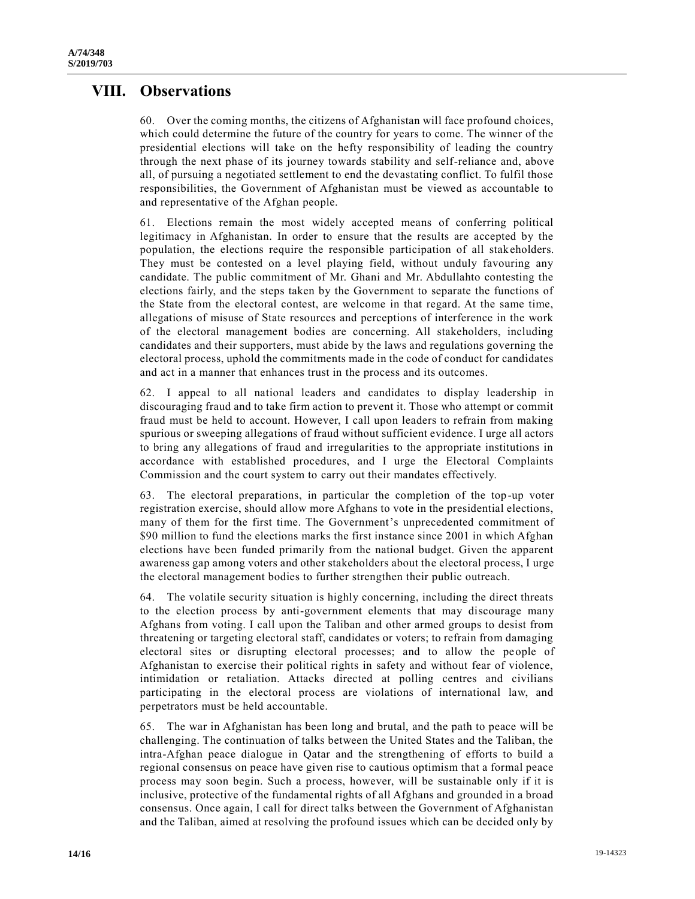# VIII. Observations

60. Over the coming months, the citizens of Afghanistan will face profound choices, which could determine the future of the country for years to come. The winner of the presidential elections will take on the hefty responsibility of leading the country through the next phase of its journey towards stability and self-reliance and, above all, of pursuing a negotiated settlement to end the devastating conflict. To fulfil those responsibilities, the Government of Afghanistan must be viewed as accountable to and representative of the Afghan people.

61. Elections remain the most widely accepted means of conferring political legitimacy in Afghanistan. In order to ensure that the results are accepted by the population, the elections require the responsible participation of all stakeholders. They must be contested on a level playing field, without unduly favouring any candidate. The public commitment of Mr. Ghani and Mr. Abdullahto contesting the elections fairly, and the steps taken by the Government to separate the functions of the State from the electoral contest, are welcome in that regard. At the same time, allegations of misuse of State resources and perceptions of interference in the work of the electoral management bodies are concerning. All stakeholders, including candidates and their supporters, must abide by the laws and regulations governing the electoral process, uphold the commitments made in the code of conduct for candidates and act in a manner that enhances trust in the process and its outcomes.

62. I appeal to all national leaders and candidates to display leadership in discouraging fraud and to take firm action to prevent it. Those who attempt or commit fraud must be held to account. However, I call upon leaders to refrain from making spurious or sweeping allegations of fraud without sufficient evidence. I urge all actors to bring any allegations of fraud and irregularities to the appropriate institutions in accordance with established procedures, and I urge the Electoral Complaints Commission and the court system to carry out their mandates effectively.

63. The electoral preparations, in particular the completion of the top-up voter registration exercise, should allow more Afghans to vote in the presidential elections, many of them for the first time. The Government's unprecedented commitment of \$90 million to fund the elections marks the first instance since 2001 in which Afghan elections have been funded primarily from the national budget. Given the apparent awareness gap among voters and other stakeholders about the electoral process, I urge the electoral management bodies to further strengthen their public outreach.

64. The volatile security situation is highly concerning, including the direct threats to the election process by anti-government elements that may discourage many Afghans from voting. I call upon the Taliban and other armed groups to desist from threatening or targeting electoral staff, candidates or voters; to refrain from damaging electoral sites or disrupting electoral processes; and to allow the people of Afghanistan to exercise their political rights in safety and without fear of violence, intimidation or retaliation. Attacks directed at polling centres and civilians participating in the electoral process are violations of international law, and perpetrators must be held accountable.

65. The war in Afghanistan has been long and brutal, and the path to peace will be challenging. The continuation of talks between the United States and the Taliban, the intra-Afghan peace dialogue in Qatar and the strengthening of efforts to build a regional consensus on peace have given rise to cautious optimism that a formal peace process may soon begin. Such a process, however, will be sustainable only if it is inclusive, protective of the fundamental rights of all Afghans and grounded in a broad consensus. Once again, I call for direct talks between the Government of Afghanistan and the Taliban, aimed at resolving the profound issues which can be decided only by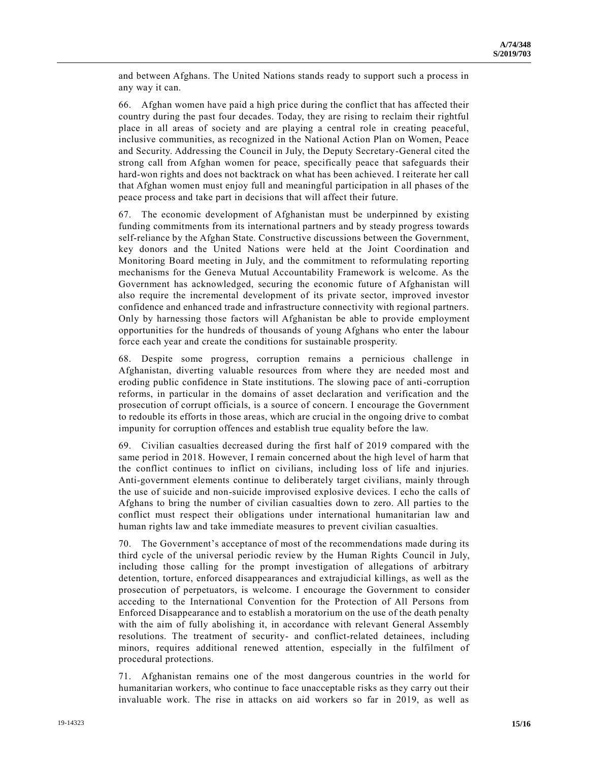and between Afghans. The United Nations stands ready to support such a process in any way it can.

66. Afghan women have paid a high price during the conflict that has affected their country during the past four decades. Today, they are rising to reclaim their rightful place in all areas of society and are playing a central role in creating peaceful, inclusive communities, as recognized in the National Action Plan on Women, Peace and Security. Addressing the Council in July, the Deputy Secretary-General cited the strong call from Afghan women for peace, specifically peace that safeguards their hard-won rights and does not backtrack on what has been achieved. I reiterate her call that Afghan women must enjoy full and meaningful participation in all phases of the peace process and take part in decisions that will affect their future.

67. The economic development of Afghanistan must be underpinned by existing funding commitments from its international partners and by steady progress towards self-reliance by the Afghan State. Constructive discussions between the Government, key donors and the United Nations were held at the Joint Coordination and Monitoring Board meeting in July, and the commitment to reformulating reporting mechanisms for the Geneva Mutual Accountability Framework is welcome. As the Government has acknowledged, securing the economic future of Afghanistan will also require the incremental development of its private sector, improved investor confidence and enhanced trade and infrastructure connectivity with regional partners. Only by harnessing those factors will Afghanistan be able to provide employment opportunities for the hundreds of thousands of young Afghans who enter the labour force each year and create the conditions for sustainable prosperity.

68. Despite some progress, corruption remains a pernicious challenge in Afghanistan, diverting valuable resources from where they are needed most and eroding public confidence in State institutions. The slowing pace of anti-corruption reforms, in particular in the domains of asset declaration and verification and the prosecution of corrupt officials, is a source of concern. I encourage the Government to redouble its efforts in those areas, which are crucial in the ongoing drive to combat impunity for corruption offences and establish true equality before the law.

69. Civilian casualties decreased during the first half of 2019 compared with the same period in 2018. However, I remain concerned about the high level of harm that the conflict continues to inflict on civilians, including loss of life and injuries. Anti-government elements continue to deliberately target civilians, mainly through the use of suicide and non-suicide improvised explosive devices. I echo the calls of Afghans to bring the number of civilian casualties down to zero. All parties to the conflict must respect their obligations under international humanitarian law and human rights law and take immediate measures to prevent civilian casualties.

70. The Government's acceptance of most of the recommendations made during its third cycle of the universal periodic review by the Human Rights Council in July, including those calling for the prompt investigation of allegations of arbitrary detention, torture, enforced disappearances and extrajudicial killings, as well as the prosecution of perpetuators, is welcome. I encourage the Government to consider acceding to the International Convention for the Protection of All Persons from Enforced Disappearance and to establish a moratorium on the use of the death penalty with the aim of fully abolishing it, in accordance with relevant General Assembly resolutions. The treatment of security- and conflict-related detainees, including minors, requires additional renewed attention, especially in the fulfilment of procedural protections.

71. Afghanistan remains one of the most dangerous countries in the world for humanitarian workers, who continue to face unacceptable risks as they carry out their invaluable work. The rise in attacks on aid workers so far in 2019, as well as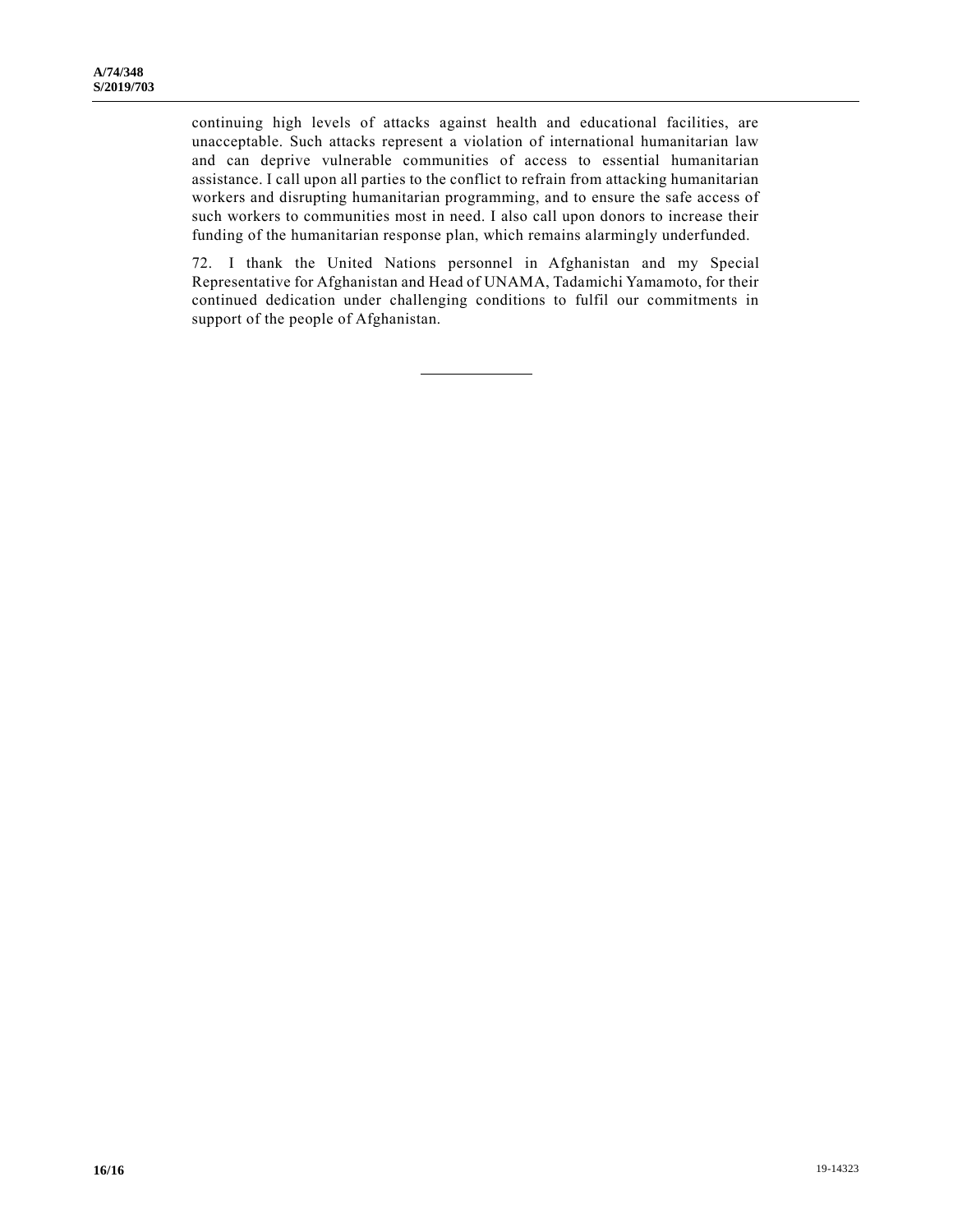continuing high levels of attacks against health and educational facilities, are unacceptable. Such attacks represent a violation of international humanitarian law and can deprive vulnerable communities of access to essential humanitarian assistance. I call upon all parties to the conflict to refrain from attacking humanitarian workers and disrupting humanitarian programming, and to ensure the safe access of such workers to communities most in need. I also call upon donors to increase their funding of the humanitarian response plan, which remains alarmingly underfunded.

72. I thank the United Nations personnel in Afghanistan and my Special Representative for Afghanistan and Head of UNAMA, Tadamichi Yamamoto, for their continued dedication under challenging conditions to fulfil our commitments in support of the people of Afghanistan.